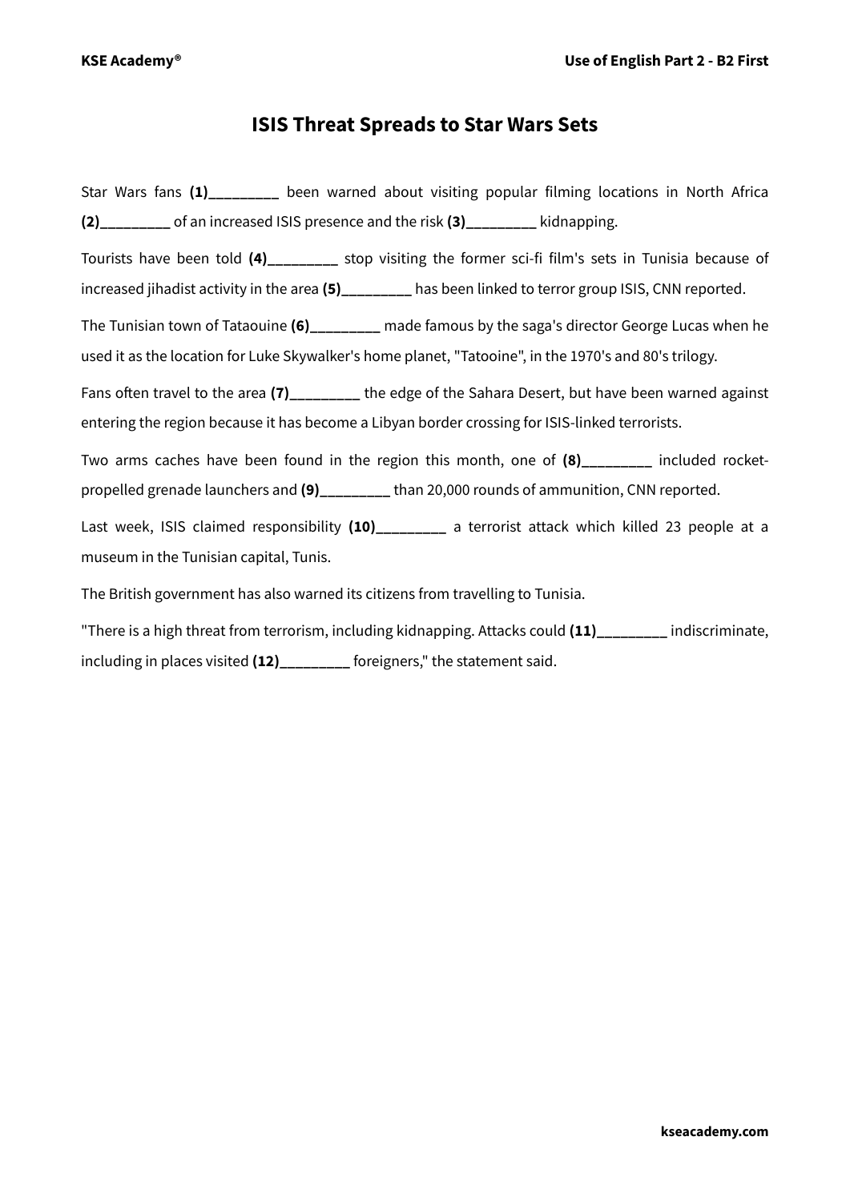# ISIS Threat Spreads to Star Wars Sets

Star Wars fans **(1)**_________ been warned about visiting popular filming locations in North Africa **(2)**_________ of an increased ISIS presence and the risk **(3)**_________ kidnapping.

Tourists have been told **(4)**_________ stop visiting the former sci-fi film's sets in Tunisia because of increased jihadist activity in the area **(5)**_________ has been linked to terror group ISIS, CNN reported.

The Tunisian town of Tataouine **(6)**_________ made famous by the saga's director George Lucas when he used it as the location for Luke Skywalker's home planet, "Tatooine", in the 1970's and 80's trilogy.

Fans often travel to the area **(7)**_________ the edge of the Sahara Desert, but have been warned against entering the region because it has become a Libyan border crossing for ISIS-linked terrorists.

Two arms caches have been found in the region this month, one of **(8)**_________ included rocket-propelled grenade launchers and **(9)**_________ than 20,000 rounds of ammunition, CNN reported.

Last week, ISIS claimed responsibility **(10)**_________ a terrorist attack which killed 23 people at a museum in the Tunisian capital, Tunis.

The British government has also warned its citizens from travelling to Tunisia.

"There is a high threat from terrorism, including kidnapping. Attacks could **(11)**_________ indiscriminate, including in places visited **(12)**_________ foreigners," the statement said.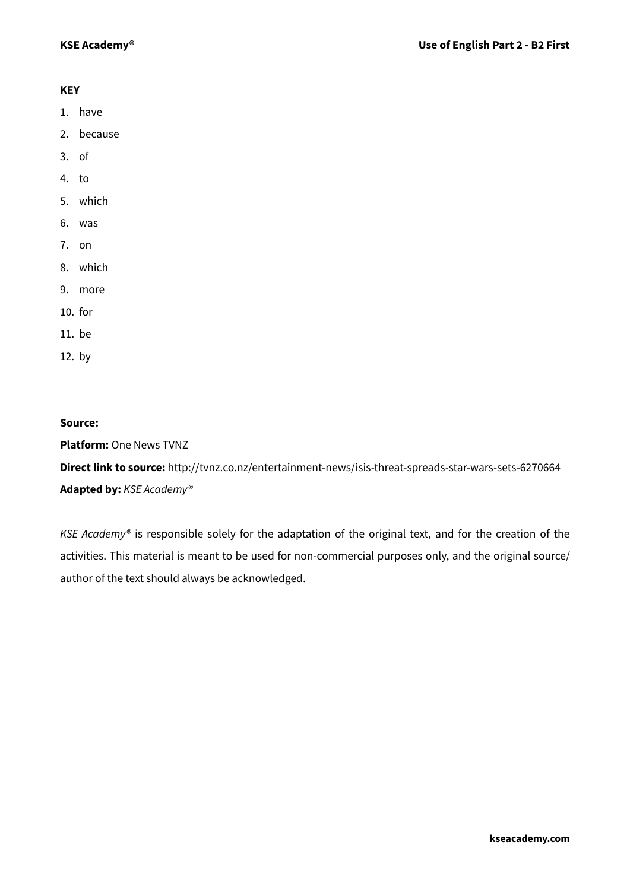**KEY**

1. have
2. because
3. of
4. to
5. which
6. was
7. on
8. which
9. more
10. for
11. be
12. by

**Source:**

**Platform:** One News TVNZ

**Direct link to source:** http://tvnz.co.nz/entertainment-news/isis-threat-spreads-star-wars-sets-6270664

**Adapted by:** *KSE Academy®*

*KSE Academy®* is responsible solely for the adaptation of the original text, and for the creation of the activities. This material is meant to be used for non-commercial purposes only, and the original source/ author of the text should always be acknowledged.